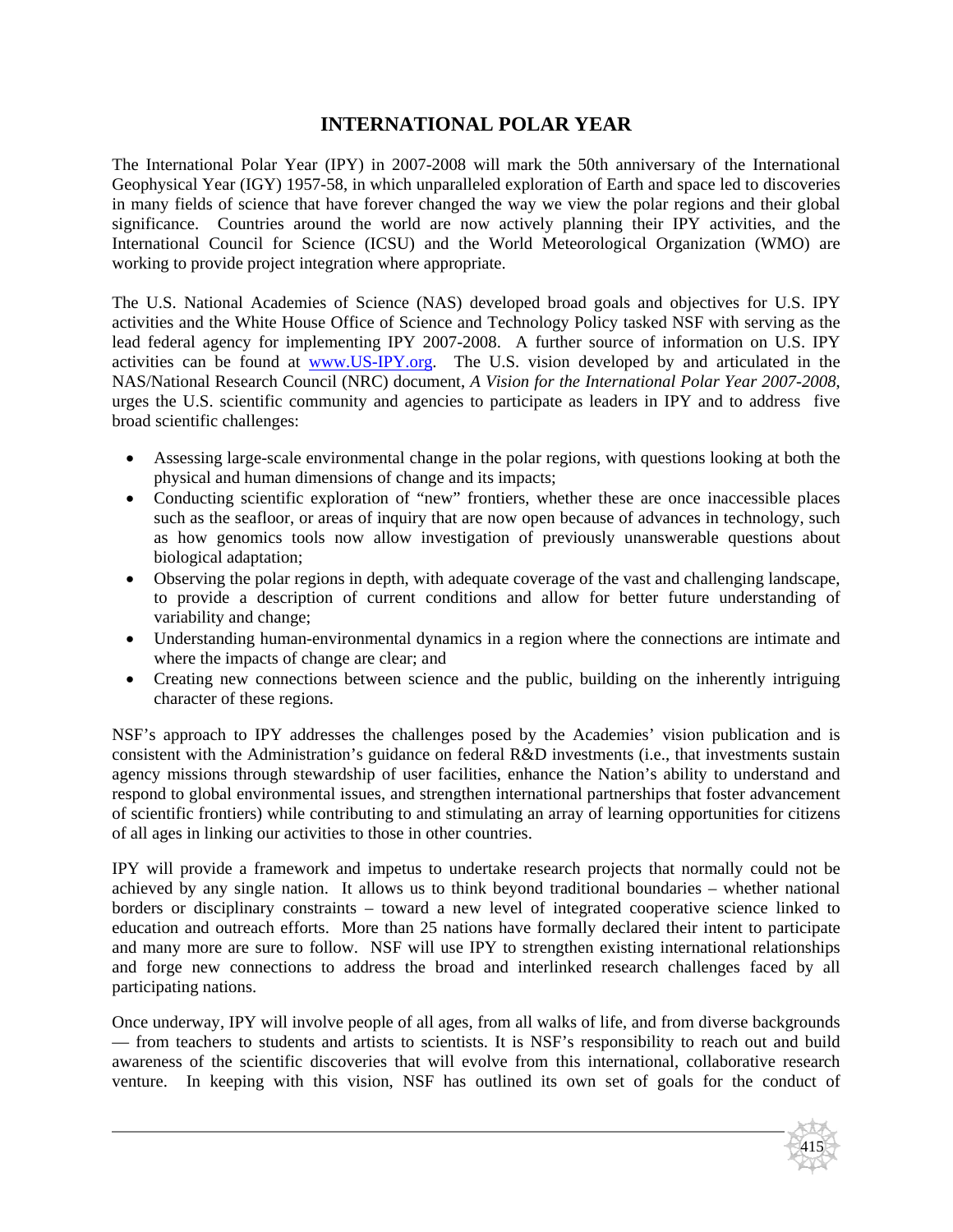# INTERNATIONAL POLAR YEAR

The International Polar Year (IPY) in 2007-2008 will mark the 50th anniversary of the International Geophysical Year (IGY) 1957-58, in which unparalleled exploration of Earth and space led to discoveries in many fields of science that have forever changed the way we view the polar regions and their global significance. Countries around the world are now actively planning their IPY activities, and the International Council for Science (ICSU) and the World Meteorological Organization (WMO) are working to provide project integration where appropriate.

The U.S. National Academies of Science (NAS) developed broad goals and objectives for U.S. IPY activities and the White House Office of Science and Technology Policy tasked NSF with serving as the lead federal agency for implementing IPY 2007-2008. A further source of information on U.S. IPY activities can be found at [www.US-IPY.org](http://www.US-IPY.org). The U.S. vision developed by and articulated in the NAS/National Research Council (NRC) document, *A Vision for the International Polar Year 2007-2008,* urges the U.S. scientific community and agencies to participate as leaders in IPY and to address five broad scientific challenges:

- Assessing large-scale environmental change in the polar regions, with questions looking at both the physical and human dimensions of change and its impacts;
- Conducting scientific exploration of "new" frontiers, whether these are once inaccessible places such as the seafloor, or areas of inquiry that are now open because of advances in technology, such as how genomics tools now allow investigation of previously unanswerable questions about biological adaptation;
- Observing the polar regions in depth, with adequate coverage of the vast and challenging landscape, to provide a description of current conditions and allow for better future understanding of variability and change;
- Understanding human-environmental dynamics in a region where the connections are intimate and where the impacts of change are clear; and
- Creating new connections between science and the public, building on the inherently intriguing character of these regions.

NSF's approach to IPY addresses the challenges posed by the Academies' vision publication and is consistent with the Administration's guidance on federal R&D investments (i.e., that investments sustain agency missions through stewardship of user facilities, enhance the Nation's ability to understand and respond to global environmental issues, and strengthen international partnerships that foster advancement of scientific frontiers) while contributing to and stimulating an array of learning opportunities for citizens of all ages in linking our activities to those in other countries.

IPY will provide a framework and impetus to undertake research projects that normally could not be achieved by any single nation. It allows us to think beyond traditional boundaries – whether national borders or disciplinary constraints – toward a new level of integrated cooperative science linked to education and outreach efforts. More than 25 nations have formally declared their intent to participate and many more are sure to follow. NSF will use IPY to strengthen existing international relationships and forge new connections to address the broad and interlinked research challenges faced by all participating nations.

Once underway, IPY will involve people of all ages, from all walks of life, and from diverse backgrounds — from teachers to students and artists to scientists. It is NSF's responsibility to reach out and build awareness of the scientific discoveries that will evolve from this international, collaborative research venture. In keeping with this vision, NSF has outlined its own set of goals for the conduct of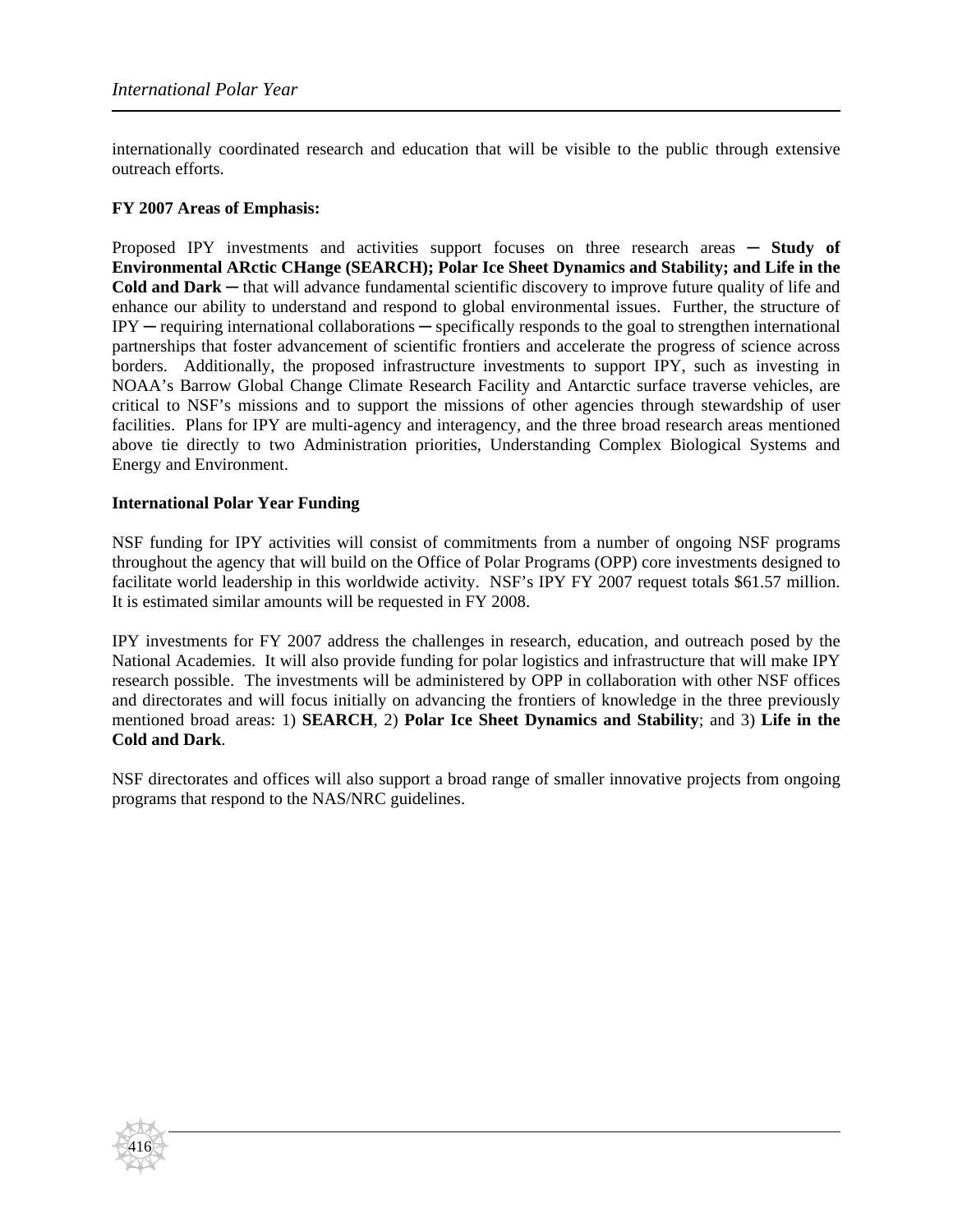internationally coordinated research and education that will be visible to the public through extensive outreach efforts.

**FY 2007 Areas of Emphasis:**

Proposed IPY investments and activities support focuses on three research areas ─ **Study of Environmental ARctic CHange (SEARCH); Polar Ice Sheet Dynamics and Stability; and Life in the Cold and Dark** ─ that will advance fundamental scientific discovery to improve future quality of life and enhance our ability to understand and respond to global environmental issues. Further, the structure of IPY ─ requiring international collaborations ─ specifically responds to the goal to strengthen international partnerships that foster advancement of scientific frontiers and accelerate the progress of science across borders. Additionally, the proposed infrastructure investments to support IPY, such as investing in NOAA's Barrow Global Change Climate Research Facility and Antarctic surface traverse vehicles, are critical to NSF's missions and to support the missions of other agencies through stewardship of user facilities. Plans for IPY are multi-agency and interagency, and the three broad research areas mentioned above tie directly to two Administration priorities, Understanding Complex Biological Systems and Energy and Environment.

**International Polar Year Funding**

NSF funding for IPY activities will consist of commitments from a number of ongoing NSF programs throughout the agency that will build on the Office of Polar Programs (OPP) core investments designed to facilitate world leadership in this worldwide activity. NSF's IPY FY 2007 request totals $61.57 million. It is estimated similar amounts will be requested in FY 2008.

IPY investments for FY 2007 address the challenges in research, education, and outreach posed by the National Academies. It will also provide funding for polar logistics and infrastructure that will make IPY research possible. The investments will be administered by OPP in collaboration with other NSF offices and directorates and will focus initially on advancing the frontiers of knowledge in the three previously mentioned broad areas: 1) **SEARCH**, 2) **Polar Ice Sheet Dynamics and Stability**; and 3) **Life in the Cold and Dark**.

NSF directorates and offices will also support a broad range of smaller innovative projects from ongoing programs that respond to the NAS/NRC guidelines.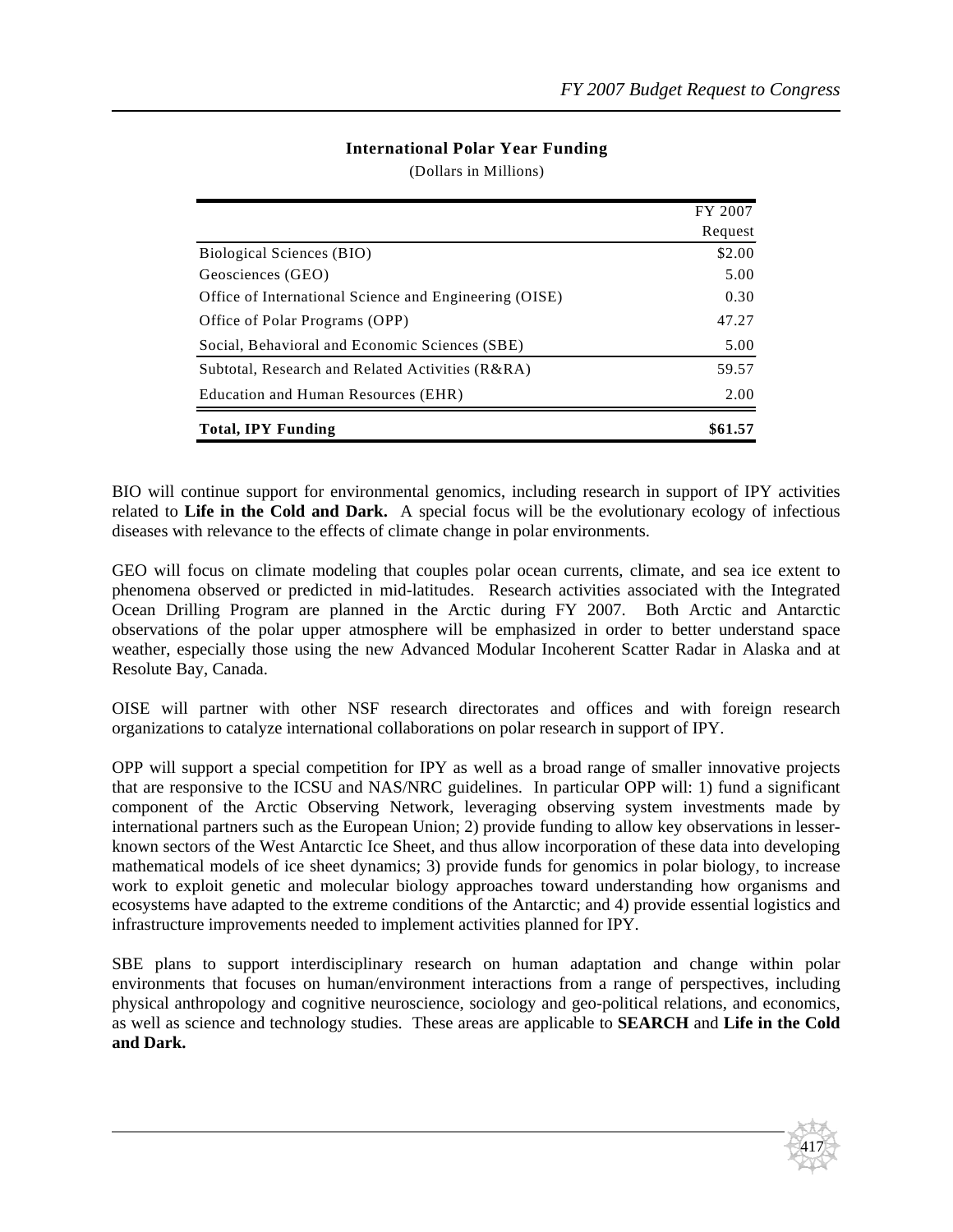**International Polar Year Funding**

(Dollars in Millions)

| | FY 2007 Request |
|---|---|
| Biological Sciences (BIO) | $2.00 |
| Geosciences (GEO) | 5.00 |
| Office of International Science and Engineering (OISE) | 0.30 |
| Office of Polar Programs (OPP) | 47.27 |
| Social, Behavioral and Economic Sciences (SBE) | 5.00 |
| Subtotal, Research and Related Activities (R&RA) | 59.57 |
| Education and Human Resources (EHR) | 2.00 |
| **Total, IPY Funding** | **$61.57** |

BIO will continue support for environmental genomics, including research in support of IPY activities related to **Life in the Cold and Dark.** A special focus will be the evolutionary ecology of infectious diseases with relevance to the effects of climate change in polar environments.

GEO will focus on climate modeling that couples polar ocean currents, climate, and sea ice extent to phenomena observed or predicted in mid-latitudes. Research activities associated with the Integrated Ocean Drilling Program are planned in the Arctic during FY 2007. Both Arctic and Antarctic observations of the polar upper atmosphere will be emphasized in order to better understand space weather, especially those using the new Advanced Modular Incoherent Scatter Radar in Alaska and at Resolute Bay, Canada.

OISE will partner with other NSF research directorates and offices and with foreign research organizations to catalyze international collaborations on polar research in support of IPY.

OPP will support a special competition for IPY as well as a broad range of smaller innovative projects that are responsive to the ICSU and NAS/NRC guidelines. In particular OPP will: 1) fund a significant component of the Arctic Observing Network, leveraging observing system investments made by international partners such as the European Union; 2) provide funding to allow key observations in lesser-known sectors of the West Antarctic Ice Sheet, and thus allow incorporation of these data into developing mathematical models of ice sheet dynamics; 3) provide funds for genomics in polar biology, to increase work to exploit genetic and molecular biology approaches toward understanding how organisms and ecosystems have adapted to the extreme conditions of the Antarctic; and 4) provide essential logistics and infrastructure improvements needed to implement activities planned for IPY.

SBE plans to support interdisciplinary research on human adaptation and change within polar environments that focuses on human/environment interactions from a range of perspectives, including physical anthropology and cognitive neuroscience, sociology and geo-political relations, and economics, as well as science and technology studies. These areas are applicable to **SEARCH** and **Life in the Cold and Dark.**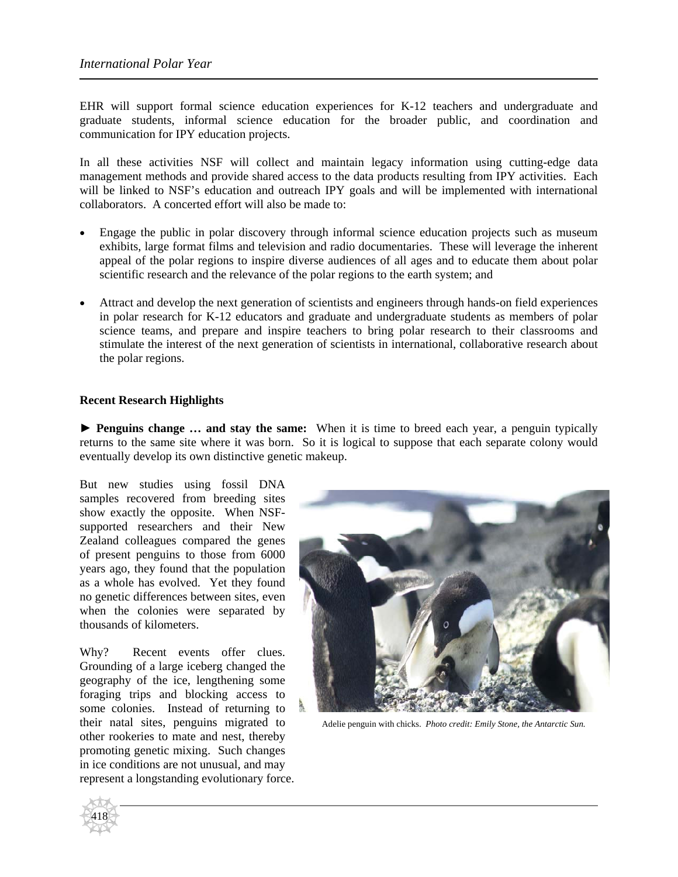EHR will support formal science education experiences for K-12 teachers and undergraduate and graduate students, informal science education for the broader public, and coordination and communication for IPY education projects.

In all these activities NSF will collect and maintain legacy information using cutting-edge data management methods and provide shared access to the data products resulting from IPY activities. Each will be linked to NSF's education and outreach IPY goals and will be implemented with international collaborators. A concerted effort will also be made to:

- Engage the public in polar discovery through informal science education projects such as museum exhibits, large format films and television and radio documentaries. These will leverage the inherent appeal of the polar regions to inspire diverse audiences of all ages and to educate them about polar scientific research and the relevance of the polar regions to the earth system; and
- Attract and develop the next generation of scientists and engineers through hands-on field experiences in polar research for K-12 educators and graduate and undergraduate students as members of polar science teams, and prepare and inspire teachers to bring polar research to their classrooms and stimulate the interest of the next generation of scientists in international, collaborative research about the polar regions.

### Recent Research Highlights

► **Penguins change … and stay the same:** When it is time to breed each year, a penguin typically returns to the same site where it was born. So it is logical to suppose that each separate colony would eventually develop its own distinctive genetic makeup.

But new studies using fossil DNA samples recovered from breeding sites show exactly the opposite. When NSF-supported researchers and their New Zealand colleagues compared the genes of present penguins to those from 6000 years ago, they found that the population as a whole has evolved. Yet they found no genetic differences between sites, even when the colonies were separated by thousands of kilometers.

Why? Recent events offer clues. Grounding of a large iceberg changed the geography of the ice, lengthening some foraging trips and blocking access to some colonies. Instead of returning to their natal sites, penguins migrated to other rookeries to mate and nest, thereby promoting genetic mixing. Such changes in ice conditions are not unusual, and may represent a longstanding evolutionary force.

Adelie penguin with chicks. *Photo credit: Emily Stone, the Antarctic Sun.*